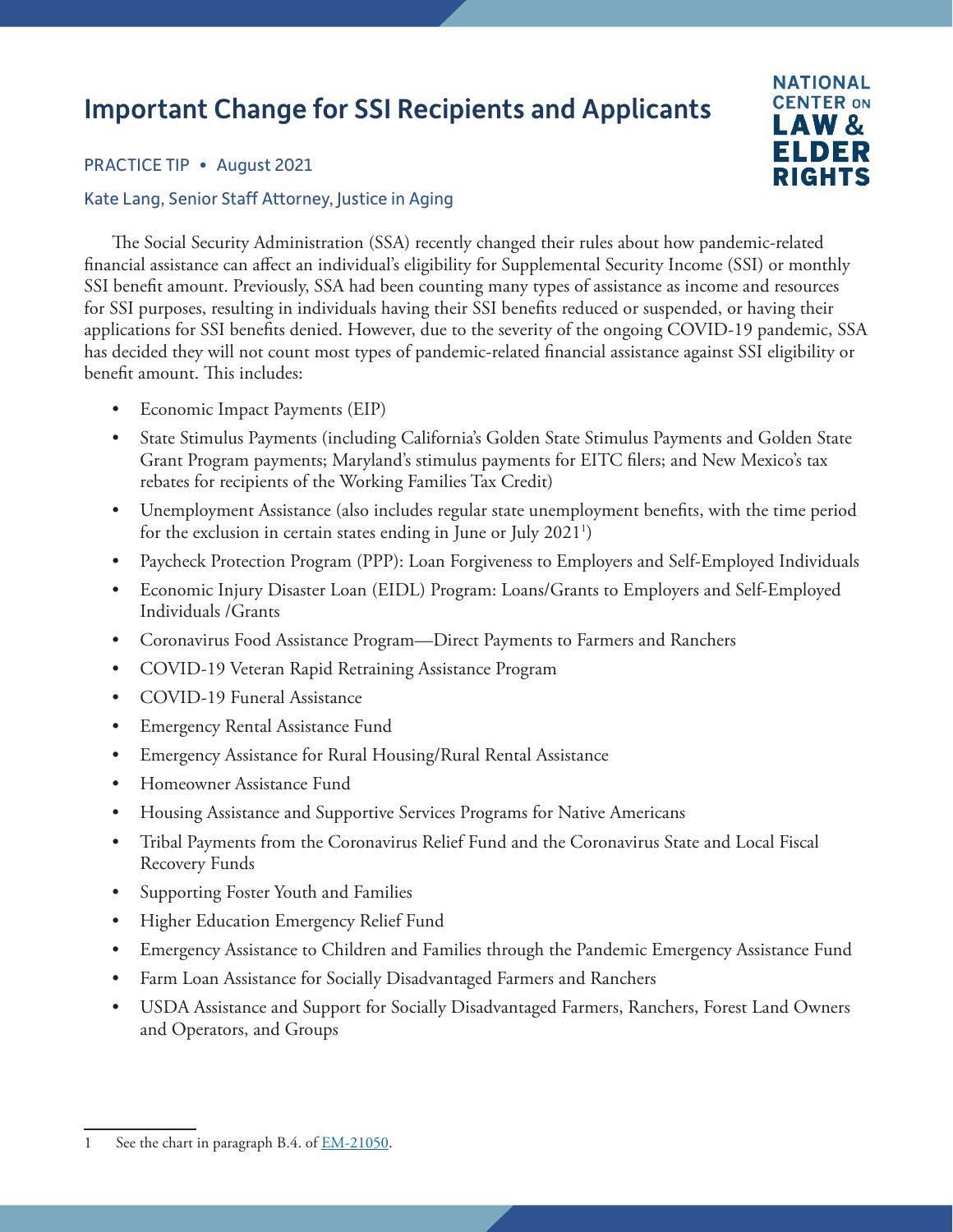# Important Change for SSI Recipients and Applicants

NATIONAL CENTER ON LAW & ELDER RIGHTS

PRACTICE TIP • August 2021

Kate Lang, Senior Staff Attorney, Justice in Aging

The Social Security Administration (SSA) recently changed their rules about how pandemic-related financial assistance can affect an individual's eligibility for Supplemental Security Income (SSI) or monthly SSI benefit amount. Previously, SSA had been counting many types of assistance as income and resources for SSI purposes, resulting in individuals having their SSI benefits reduced or suspended, or having their applications for SSI benefits denied. However, due to the severity of the ongoing COVID-19 pandemic, SSA has decided they will not count most types of pandemic-related financial assistance against SSI eligibility or benefit amount. This includes:

- Economic Impact Payments (EIP)
- State Stimulus Payments (including California's Golden State Stimulus Payments and Golden State Grant Program payments; Maryland's stimulus payments for EITC filers; and New Mexico's tax rebates for recipients of the Working Families Tax Credit)
- Unemployment Assistance (also includes regular state unemployment benefits, with the time period for the exclusion in certain states ending in June or July 2021[1])
- Paycheck Protection Program (PPP): Loan Forgiveness to Employers and Self-Employed Individuals
- Economic Injury Disaster Loan (EIDL) Program: Loans/Grants to Employers and Self-Employed Individuals /Grants
- Coronavirus Food Assistance Program—Direct Payments to Farmers and Ranchers
- COVID-19 Veteran Rapid Retraining Assistance Program
- COVID-19 Funeral Assistance
- Emergency Rental Assistance Fund
- Emergency Assistance for Rural Housing/Rural Rental Assistance
- Homeowner Assistance Fund
- Housing Assistance and Supportive Services Programs for Native Americans
- Tribal Payments from the Coronavirus Relief Fund and the Coronavirus State and Local Fiscal Recovery Funds
- Supporting Foster Youth and Families
- Higher Education Emergency Relief Fund
- Emergency Assistance to Children and Families through the Pandemic Emergency Assistance Fund
- Farm Loan Assistance for Socially Disadvantaged Farmers and Ranchers
- USDA Assistance and Support for Socially Disadvantaged Farmers, Ranchers, Forest Land Owners and Operators, and Groups

---

1 See the chart in paragraph B.4. of EM-21050.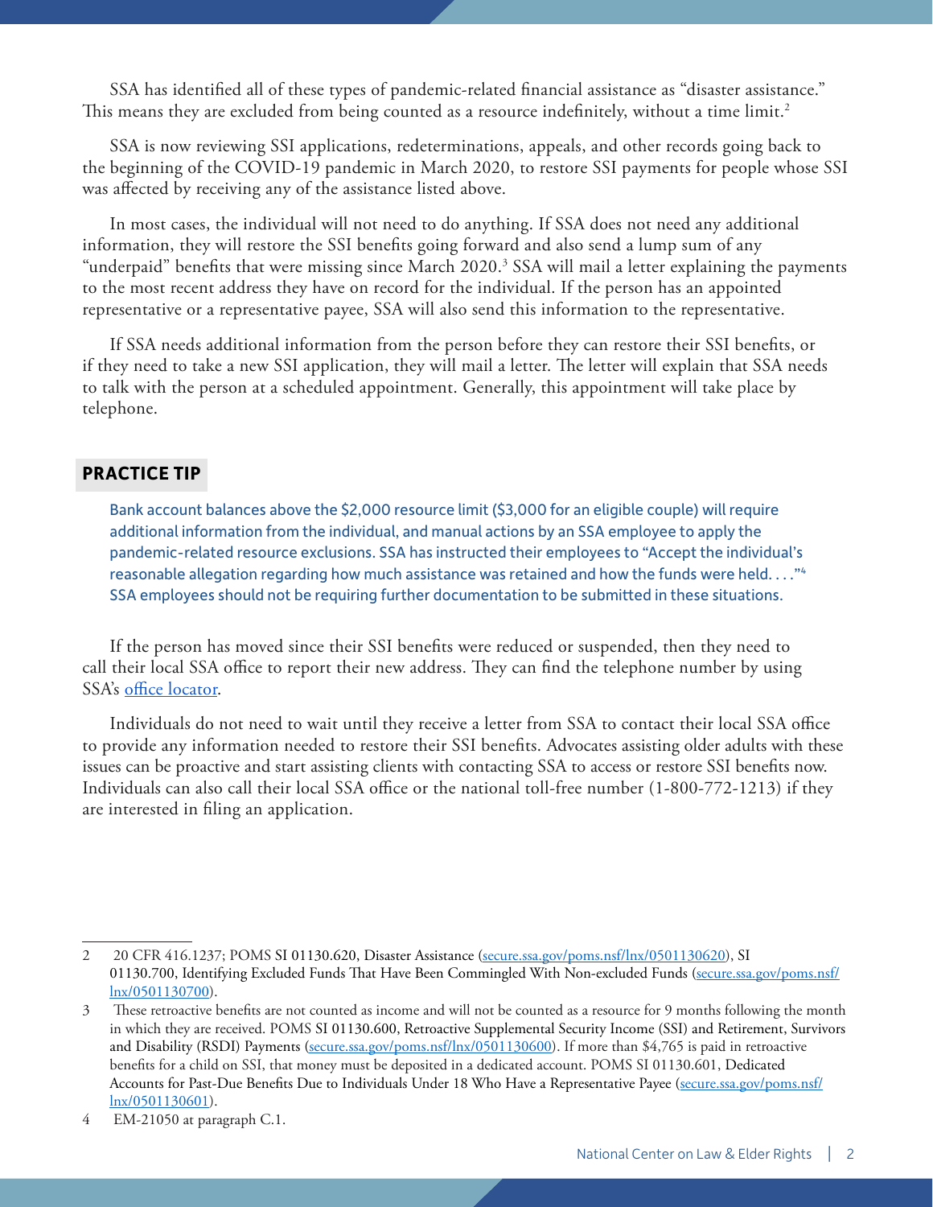SSA has identified all of these types of pandemic-related financial assistance as "disaster assistance." This means they are excluded from being counted as a resource indefinitely, without a time limit.[2]

SSA is now reviewing SSI applications, redeterminations, appeals, and other records going back to the beginning of the COVID-19 pandemic in March 2020, to restore SSI payments for people whose SSI was affected by receiving any of the assistance listed above.

In most cases, the individual will not need to do anything. If SSA does not need any additional information, they will restore the SSI benefits going forward and also send a lump sum of any "underpaid" benefits that were missing since March 2020.[3] SSA will mail a letter explaining the payments to the most recent address they have on record for the individual. If the person has an appointed representative or a representative payee, SSA will also send this information to the representative.

If SSA needs additional information from the person before they can restore their SSI benefits, or if they need to take a new SSI application, they will mail a letter. The letter will explain that SSA needs to talk with the person at a scheduled appointment. Generally, this appointment will take place by telephone.

### PRACTICE TIP

Bank account balances above the $2,000 resource limit ($3,000 for an eligible couple) will require additional information from the individual, and manual actions by an SSA employee to apply the pandemic-related resource exclusions. SSA has instructed their employees to "Accept the individual's reasonable allegation regarding how much assistance was retained and how the funds were held. . . ."[4] SSA employees should not be requiring further documentation to be submitted in these situations.

If the person has moved since their SSI benefits were reduced or suspended, then they need to call their local SSA office to report their new address. They can find the telephone number by using SSA's office locator.

Individuals do not need to wait until they receive a letter from SSA to contact their local SSA office to provide any information needed to restore their SSI benefits. Advocates assisting older adults with these issues can be proactive and start assisting clients with contacting SSA to access or restore SSI benefits now. Individuals can also call their local SSA office or the national toll-free number (1-800-772-1213) if they are interested in filing an application.

---

2 20 CFR 416.1237; POMS SI 01130.620, Disaster Assistance (secure.ssa.gov/poms.nsf/lnx/0501130620), SI 01130.700, Identifying Excluded Funds That Have Been Commingled With Non-excluded Funds (secure.ssa.gov/poms.nsf/lnx/0501130700).

3 These retroactive benefits are not counted as income and will not be counted as a resource for 9 months following the month in which they are received. POMS SI 01130.600, Retroactive Supplemental Security Income (SSI) and Retirement, Survivors and Disability (RSDI) Payments (secure.ssa.gov/poms.nsf/lnx/0501130600). If more than $4,765 is paid in retroactive benefits for a child on SSI, that money must be deposited in a dedicated account. POMS SI 01130.601, Dedicated Accounts for Past-Due Benefits Due to Individuals Under 18 Who Have a Representative Payee (secure.ssa.gov/poms.nsf/lnx/0501130601).

4 EM-21050 at paragraph C.1.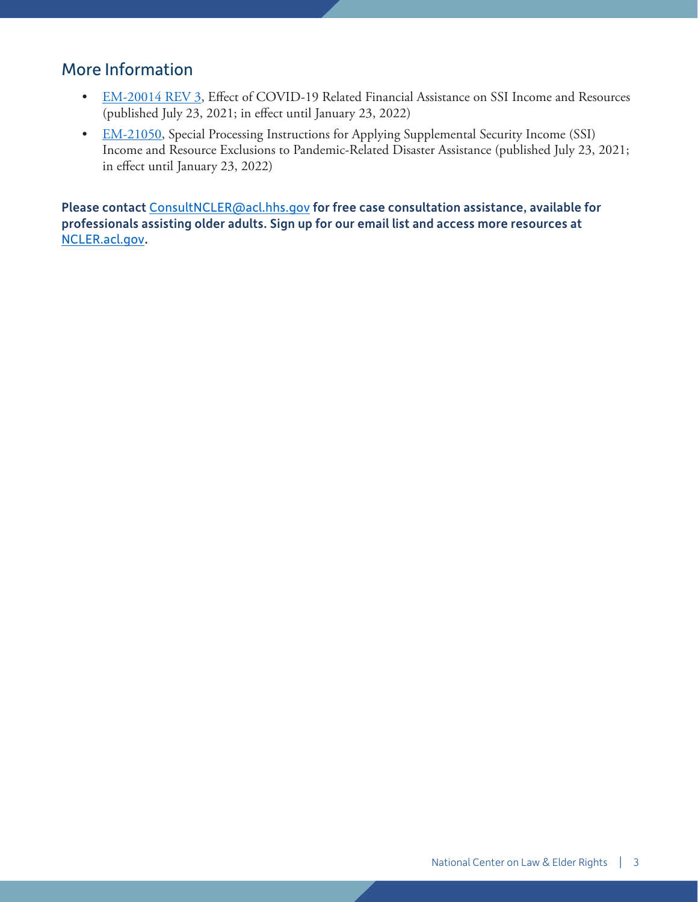## More Information

- EM-20014 REV 3, Effect of COVID-19 Related Financial Assistance on SSI Income and Resources (published July 23, 2021; in effect until January 23, 2022)
- EM-21050, Special Processing Instructions for Applying Supplemental Security Income (SSI) Income and Resource Exclusions to Pandemic-Related Disaster Assistance (published July 23, 2021; in effect until January 23, 2022)

**Please contact ConsultNCLER@acl.hhs.gov for free case consultation assistance, available for professionals assisting older adults. Sign up for our email list and access more resources at NCLER.acl.gov.**